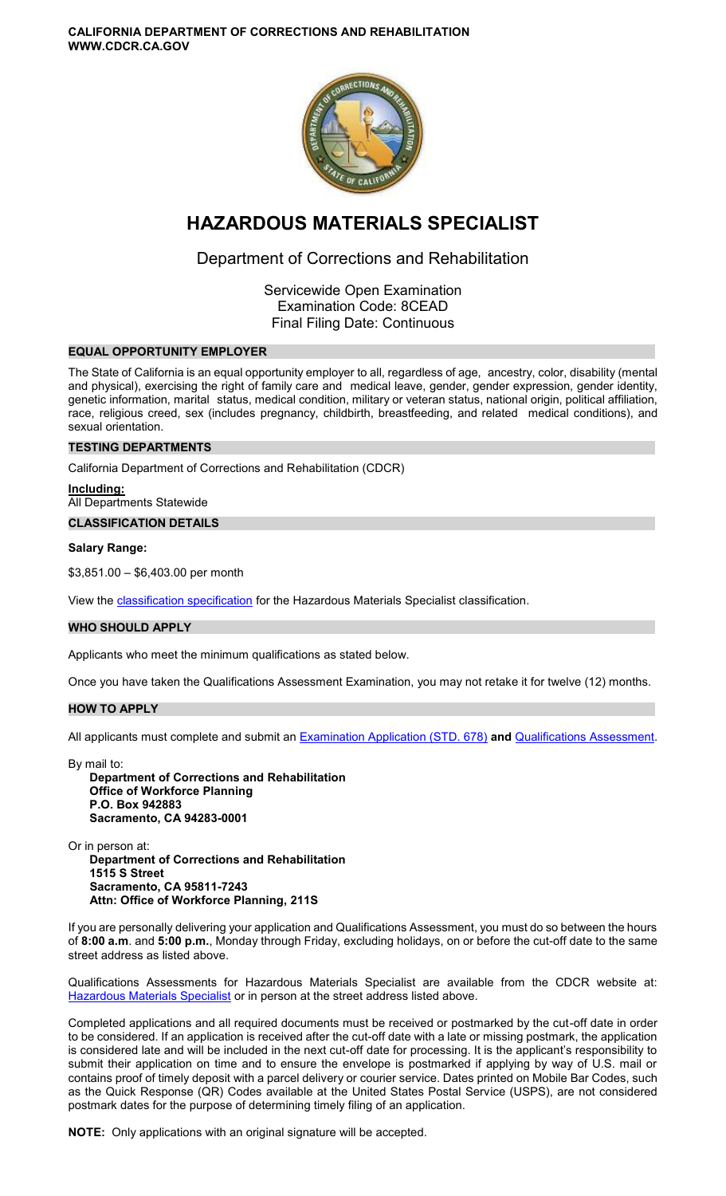**CALIFORNIA DEPARTMENT OF CORRECTIONS AND REHABILITATION**
**WWW.CDCR.CA.GOV**

# HAZARDOUS MATERIALS SPECIALIST

## Department of Corrections and Rehabilitation

Servicewide Open Examination
Examination Code: 8CEAD
Final Filing Date: Continuous

### EQUAL OPPORTUNITY EMPLOYER

The State of California is an equal opportunity employer to all, regardless of age, ancestry, color, disability (mental and physical), exercising the right of family care and medical leave, gender, gender expression, gender identity, genetic information, marital status, medical condition, military or veteran status, national origin, political affiliation, race, religious creed, sex (includes pregnancy, childbirth, breastfeeding, and related medical conditions), and sexual orientation.

### TESTING DEPARTMENTS

California Department of Corrections and Rehabilitation (CDCR)

**Including:**
All Departments Statewide

### CLASSIFICATION DETAILS

**Salary Range:**

$3,851.00 – $6,403.00 per month

View the classification specification for the Hazardous Materials Specialist classification.

### WHO SHOULD APPLY

Applicants who meet the minimum qualifications as stated below.

Once you have taken the Qualifications Assessment Examination, you may not retake it for twelve (12) months.

### HOW TO APPLY

All applicants must complete and submit an Examination Application (STD. 678) **and** Qualifications Assessment.

By mail to:

**Department of Corrections and Rehabilitation**
**Office of Workforce Planning**
**P.O. Box 942883**
**Sacramento, CA 94283-0001**

Or in person at:

**Department of Corrections and Rehabilitation**
**1515 S Street**
**Sacramento, CA 95811-7243**
**Attn: Office of Workforce Planning, 211S**

If you are personally delivering your application and Qualifications Assessment, you must do so between the hours of **8:00 a.m**. and **5:00 p.m.**, Monday through Friday, excluding holidays, on or before the cut-off date to the same street address as listed above.

Qualifications Assessments for Hazardous Materials Specialist are available from the CDCR website at: Hazardous Materials Specialist or in person at the street address listed above.

Completed applications and all required documents must be received or postmarked by the cut-off date in order to be considered. If an application is received after the cut-off date with a late or missing postmark, the application is considered late and will be included in the next cut-off date for processing. It is the applicant's responsibility to submit their application on time and to ensure the envelope is postmarked if applying by way of U.S. mail or contains proof of timely deposit with a parcel delivery or courier service. Dates printed on Mobile Bar Codes, such as the Quick Response (QR) Codes available at the United States Postal Service (USPS), are not considered postmark dates for the purpose of determining timely filing of an application.

**NOTE:** Only applications with an original signature will be accepted.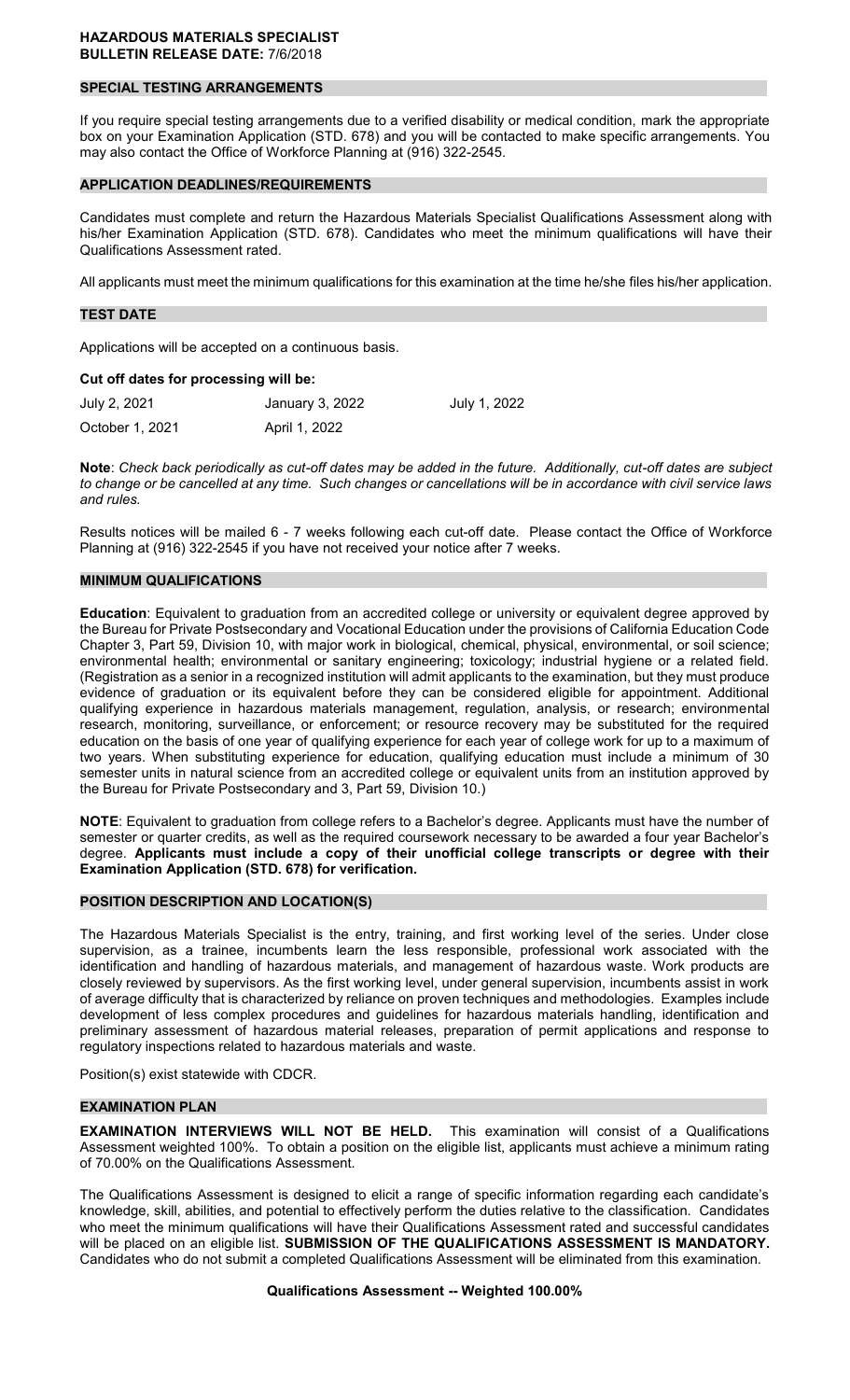**HAZARDOUS MATERIALS SPECIALIST**
**BULLETIN RELEASE DATE:** 7/6/2018

## SPECIAL TESTING ARRANGEMENTS

If you require special testing arrangements due to a verified disability or medical condition, mark the appropriate box on your Examination Application (STD. 678) and you will be contacted to make specific arrangements. You may also contact the Office of Workforce Planning at (916) 322-2545.

## APPLICATION DEADLINES/REQUIREMENTS

Candidates must complete and return the Hazardous Materials Specialist Qualifications Assessment along with his/her Examination Application (STD. 678). Candidates who meet the minimum qualifications will have their Qualifications Assessment rated.

All applicants must meet the minimum qualifications for this examination at the time he/she files his/her application.

## TEST DATE

Applications will be accepted on a continuous basis.

**Cut off dates for processing will be:**

| July 2, 2021 | January 3, 2022 | July 1, 2022 |
|---|---|---|
| October 1, 2021 | April 1, 2022 | |

**Note**: *Check back periodically as cut-off dates may be added in the future. Additionally, cut-off dates are subject to change or be cancelled at any time. Such changes or cancellations will be in accordance with civil service laws and rules.*

Results notices will be mailed 6 - 7 weeks following each cut-off date. Please contact the Office of Workforce Planning at (916) 322-2545 if you have not received your notice after 7 weeks.

## MINIMUM QUALIFICATIONS

**Education**: Equivalent to graduation from an accredited college or university or equivalent degree approved by the Bureau for Private Postsecondary and Vocational Education under the provisions of California Education Code Chapter 3, Part 59, Division 10, with major work in biological, chemical, physical, environmental, or soil science; environmental health; environmental or sanitary engineering; toxicology; industrial hygiene or a related field. (Registration as a senior in a recognized institution will admit applicants to the examination, but they must produce evidence of graduation or its equivalent before they can be considered eligible for appointment. Additional qualifying experience in hazardous materials management, regulation, analysis, or research; environmental research, monitoring, surveillance, or enforcement; or resource recovery may be substituted for the required education on the basis of one year of qualifying experience for each year of college work for up to a maximum of two years. When substituting experience for education, qualifying education must include a minimum of 30 semester units in natural science from an accredited college or equivalent units from an institution approved by the Bureau for Private Postsecondary and 3, Part 59, Division 10.)

**NOTE**: Equivalent to graduation from college refers to a Bachelor's degree. Applicants must have the number of semester or quarter credits, as well as the required coursework necessary to be awarded a four year Bachelor's degree. **Applicants must include a copy of their unofficial college transcripts or degree with their Examination Application (STD. 678) for verification.**

## POSITION DESCRIPTION AND LOCATION(S)

The Hazardous Materials Specialist is the entry, training, and first working level of the series. Under close supervision, as a trainee, incumbents learn the less responsible, professional work associated with the identification and handling of hazardous materials, and management of hazardous waste. Work products are closely reviewed by supervisors. As the first working level, under general supervision, incumbents assist in work of average difficulty that is characterized by reliance on proven techniques and methodologies. Examples include development of less complex procedures and guidelines for hazardous materials handling, identification and preliminary assessment of hazardous material releases, preparation of permit applications and response to regulatory inspections related to hazardous materials and waste.

Position(s) exist statewide with CDCR.

## EXAMINATION PLAN

**EXAMINATION INTERVIEWS WILL NOT BE HELD.** This examination will consist of a Qualifications Assessment weighted 100%. To obtain a position on the eligible list, applicants must achieve a minimum rating of 70.00% on the Qualifications Assessment.

The Qualifications Assessment is designed to elicit a range of specific information regarding each candidate's knowledge, skill, abilities, and potential to effectively perform the duties relative to the classification. Candidates who meet the minimum qualifications will have their Qualifications Assessment rated and successful candidates will be placed on an eligible list. **SUBMISSION OF THE QUALIFICATIONS ASSESSMENT IS MANDATORY.** Candidates who do not submit a completed Qualifications Assessment will be eliminated from this examination.

**Qualifications Assessment -- Weighted 100.00%**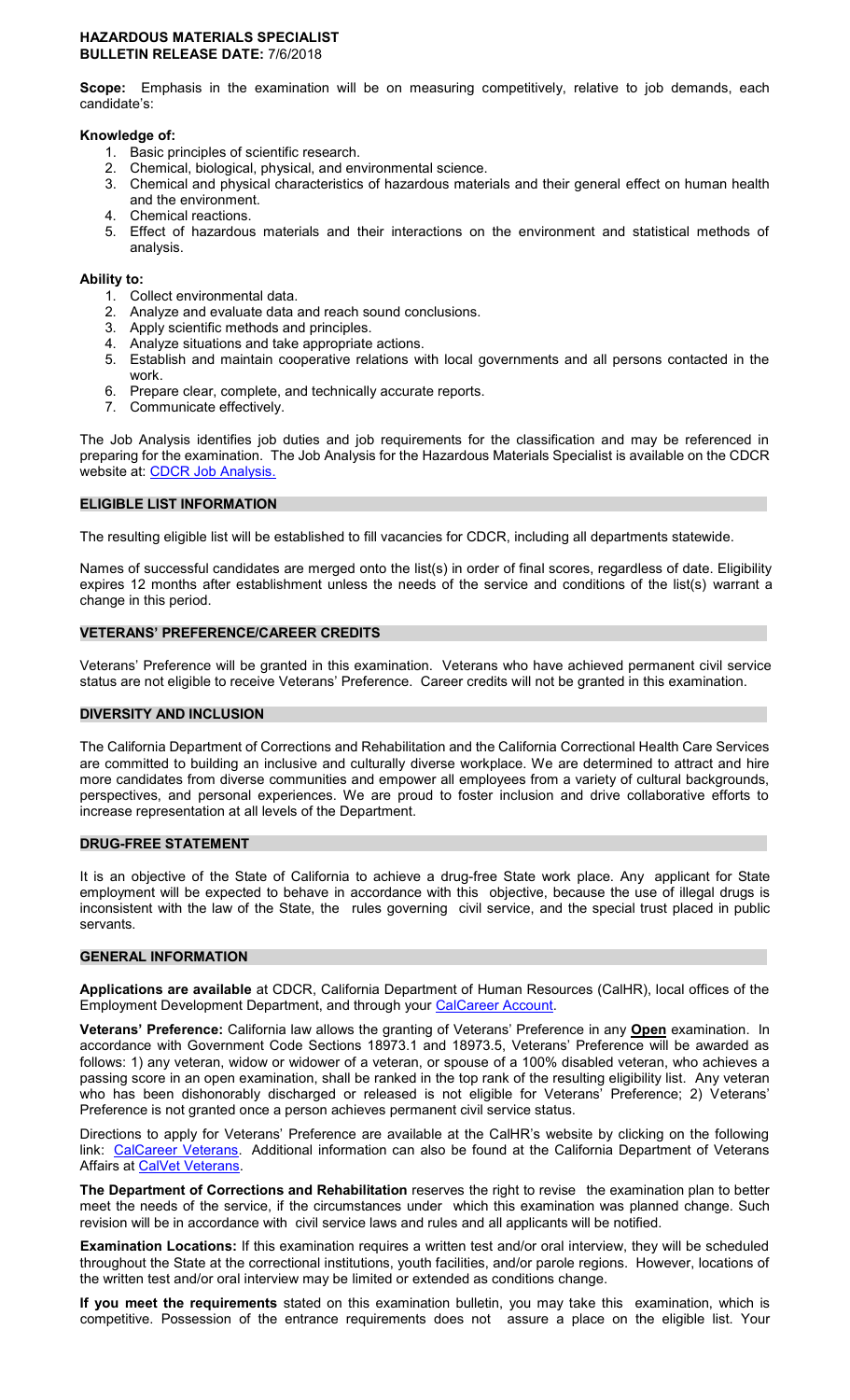**HAZARDOUS MATERIALS SPECIALIST**
**BULLETIN RELEASE DATE:** 7/6/2018

**Scope:** Emphasis in the examination will be on measuring competitively, relative to job demands, each candidate's:

**Knowledge of:**

1. Basic principles of scientific research.
2. Chemical, biological, physical, and environmental science.
3. Chemical and physical characteristics of hazardous materials and their general effect on human health and the environment.
4. Chemical reactions.
5. Effect of hazardous materials and their interactions on the environment and statistical methods of analysis.

**Ability to:**

1. Collect environmental data.
2. Analyze and evaluate data and reach sound conclusions.
3. Apply scientific methods and principles.
4. Analyze situations and take appropriate actions.
5. Establish and maintain cooperative relations with local governments and all persons contacted in the work.
6. Prepare clear, complete, and technically accurate reports.
7. Communicate effectively.

The Job Analysis identifies job duties and job requirements for the classification and may be referenced in preparing for the examination. The Job Analysis for the Hazardous Materials Specialist is available on the CDCR website at: CDCR Job Analysis.

## ELIGIBLE LIST INFORMATION

The resulting eligible list will be established to fill vacancies for CDCR, including all departments statewide.

Names of successful candidates are merged onto the list(s) in order of final scores, regardless of date. Eligibility expires 12 months after establishment unless the needs of the service and conditions of the list(s) warrant a change in this period.

## VETERANS' PREFERENCE/CAREER CREDITS

Veterans' Preference will be granted in this examination. Veterans who have achieved permanent civil service status are not eligible to receive Veterans' Preference. Career credits will not be granted in this examination.

## DIVERSITY AND INCLUSION

The California Department of Corrections and Rehabilitation and the California Correctional Health Care Services are committed to building an inclusive and culturally diverse workplace. We are determined to attract and hire more candidates from diverse communities and empower all employees from a variety of cultural backgrounds, perspectives, and personal experiences. We are proud to foster inclusion and drive collaborative efforts to increase representation at all levels of the Department.

## DRUG-FREE STATEMENT

It is an objective of the State of California to achieve a drug-free State work place. Any applicant for State employment will be expected to behave in accordance with this objective, because the use of illegal drugs is inconsistent with the law of the State, the rules governing civil service, and the special trust placed in public servants.

## GENERAL INFORMATION

**Applications are available** at CDCR, California Department of Human Resources (CalHR), local offices of the Employment Development Department, and through your CalCareer Account.

**Veterans' Preference:** California law allows the granting of Veterans' Preference in any **Open** examination. In accordance with Government Code Sections 18973.1 and 18973.5, Veterans' Preference will be awarded as follows: 1) any veteran, widow or widower of a veteran, or spouse of a 100% disabled veteran, who achieves a passing score in an open examination, shall be ranked in the top rank of the resulting eligibility list. Any veteran who has been dishonorably discharged or released is not eligible for Veterans' Preference; 2) Veterans' Preference is not granted once a person achieves permanent civil service status.

Directions to apply for Veterans' Preference are available at the CalHR's website by clicking on the following link: CalCareer Veterans. Additional information can also be found at the California Department of Veterans Affairs at CalVet Veterans.

**The Department of Corrections and Rehabilitation** reserves the right to revise the examination plan to better meet the needs of the service, if the circumstances under which this examination was planned change. Such revision will be in accordance with civil service laws and rules and all applicants will be notified.

**Examination Locations:** If this examination requires a written test and/or oral interview, they will be scheduled throughout the State at the correctional institutions, youth facilities, and/or parole regions. However, locations of the written test and/or oral interview may be limited or extended as conditions change.

**If you meet the requirements** stated on this examination bulletin, you may take this examination, which is competitive. Possession of the entrance requirements does not assure a place on the eligible list. Your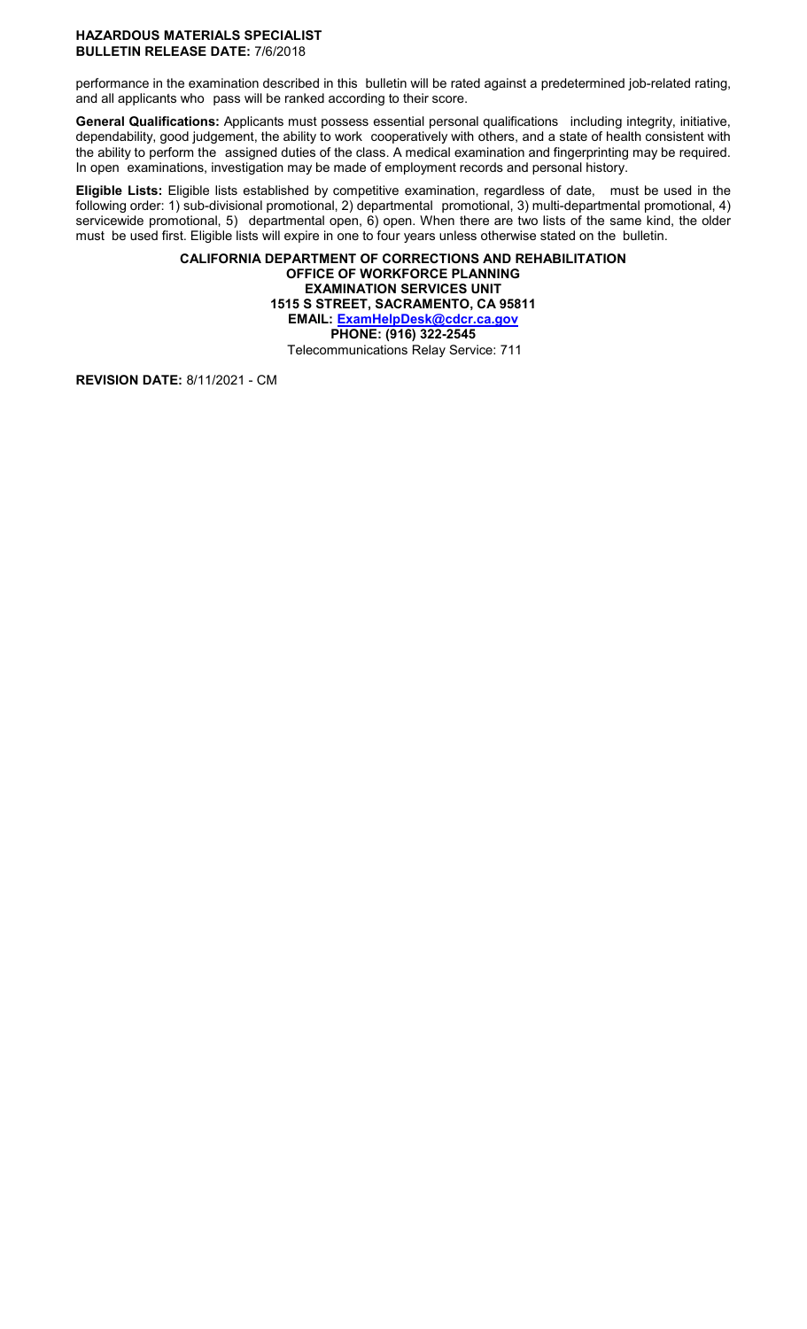performance in the examination described in this bulletin will be rated against a predetermined job-related rating, and all applicants who pass will be ranked according to their score.

**General Qualifications:** Applicants must possess essential personal qualifications including integrity, initiative, dependability, good judgement, the ability to work cooperatively with others, and a state of health consistent with the ability to perform the assigned duties of the class. A medical examination and fingerprinting may be required. In open examinations, investigation may be made of employment records and personal history.

**Eligible Lists:** Eligible lists established by competitive examination, regardless of date, must be used in the following order: 1) sub-divisional promotional, 2) departmental promotional, 3) multi-departmental promotional, 4) servicewide promotional, 5) departmental open, 6) open. When there are two lists of the same kind, the older must be used first. Eligible lists will expire in one to four years unless otherwise stated on the bulletin.

**CALIFORNIA DEPARTMENT OF CORRECTIONS AND REHABILITATION**
**OFFICE OF WORKFORCE PLANNING**
**EXAMINATION SERVICES UNIT**
**1515 S STREET, SACRAMENTO, CA 95811**
**EMAIL: ExamHelpDesk@cdcr.ca.gov**
**PHONE: (916) 322-2545**
Telecommunications Relay Service: 711

**REVISION DATE:** 8/11/2021 - CM